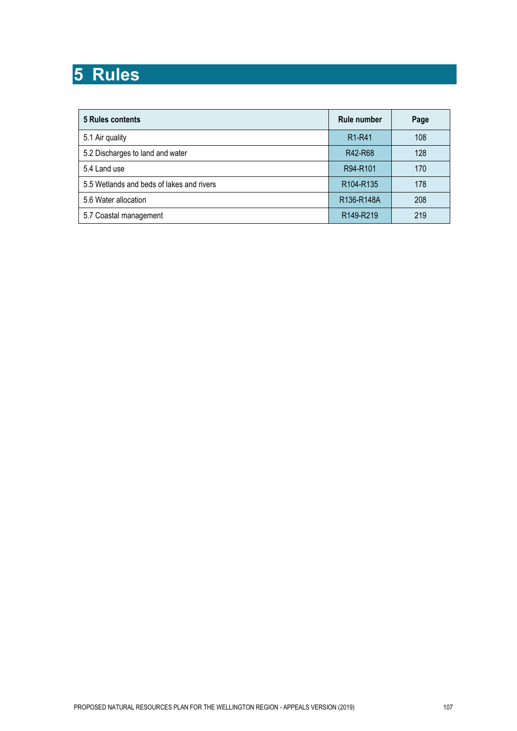# 5 Rules

| 5 Rules contents | Rule number | Page |
|---|---|---|
| 5.1 Air quality | R1-R41 | 108 |
| 5.2 Discharges to land and water | R42-R68 | 128 |
| 5.4 Land use | R94-R101 | 170 |
| 5.5 Wetlands and beds of lakes and rivers | R104-R135 | 178 |
| 5.6 Water allocation | R136-R148A | 208 |
| 5.7 Coastal management | R149-R219 | 219 |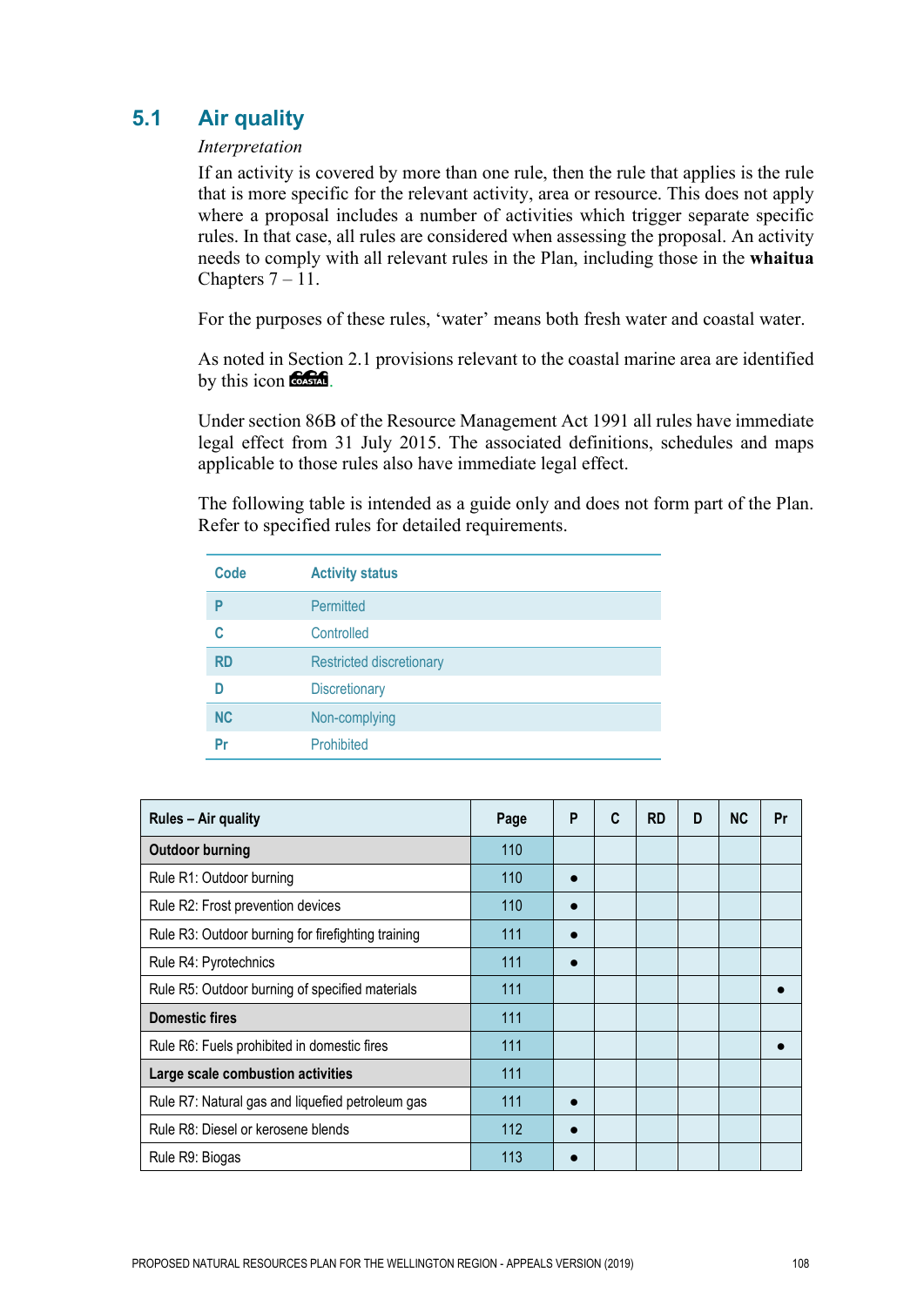## 5.1 Air quality

*Interpretation*

If an activity is covered by more than one rule, then the rule that applies is the rule that is more specific for the relevant activity, area or resource. This does not apply where a proposal includes a number of activities which trigger separate specific rules. In that case, all rules are considered when assessing the proposal. An activity needs to comply with all relevant rules in the Plan, including those in the **whaitua** Chapters 7 – 11.

For the purposes of these rules, 'water' means both fresh water and coastal water.

As noted in Section 2.1 provisions relevant to the coastal marine area are identified by this icon COASTAL.

Under section 86B of the Resource Management Act 1991 all rules have immediate legal effect from 31 July 2015. The associated definitions, schedules and maps applicable to those rules also have immediate legal effect.

The following table is intended as a guide only and does not form part of the Plan. Refer to specified rules for detailed requirements.

| Code | Activity status |
|---|---|
| P | Permitted |
| C | Controlled |
| RD | Restricted discretionary |
| D | Discretionary |
| NC | Non-complying |
| Pr | Prohibited |

| Rules – Air quality | Page | P | C | RD | D | NC | Pr |
|---|---|---|---|---|---|---|---|
| **Outdoor burning** | 110 | | | | | | |
| Rule R1: Outdoor burning | 110 | ● | | | | | |
| Rule R2: Frost prevention devices | 110 | ● | | | | | |
| Rule R3: Outdoor burning for firefighting training | 111 | ● | | | | | |
| Rule R4: Pyrotechnics | 111 | ● | | | | | |
| Rule R5: Outdoor burning of specified materials | 111 | | | | | | ● |
| **Domestic fires** | 111 | | | | | | |
| Rule R6: Fuels prohibited in domestic fires | 111 | | | | | | ● |
| **Large scale combustion activities** | 111 | | | | | | |
| Rule R7: Natural gas and liquefied petroleum gas | 111 | ● | | | | | |
| Rule R8: Diesel or kerosene blends | 112 | ● | | | | | |
| Rule R9: Biogas | 113 | ● | | | | | |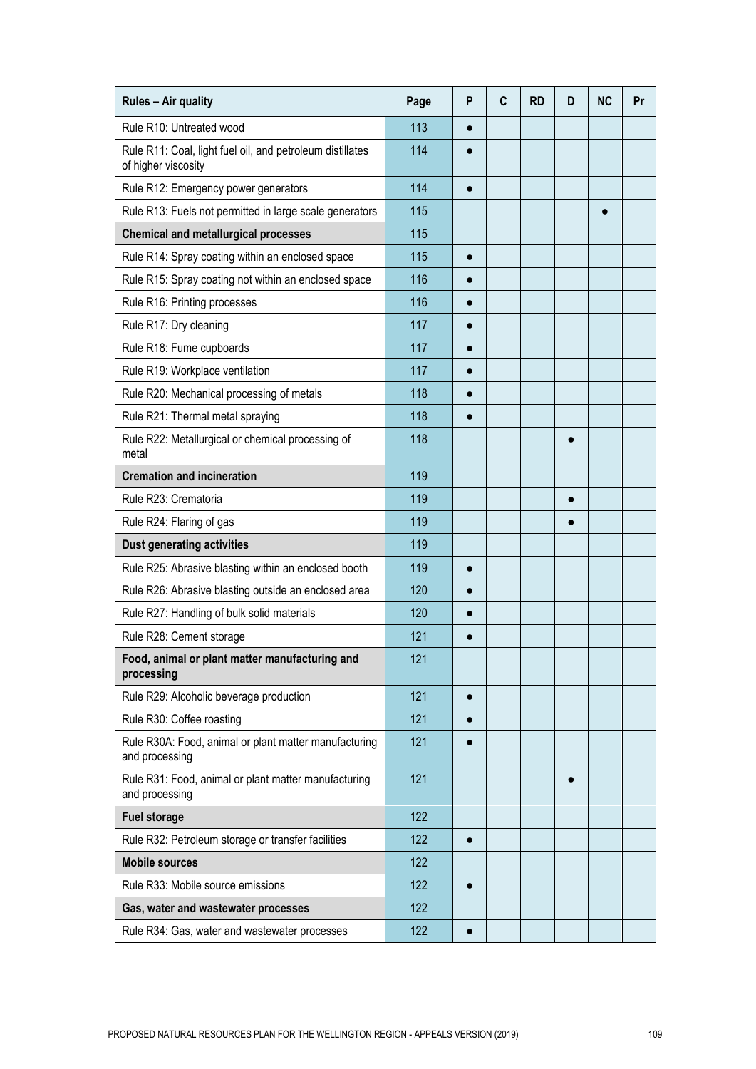| Rules – Air quality | Page | P | C | RD | D | NC | Pr |
|---|---|---|---|---|---|---|---|
| Rule R10: Untreated wood | 113 | ● | | | | | |
| Rule R11: Coal, light fuel oil, and petroleum distillates of higher viscosity | 114 | ● | | | | | |
| Rule R12: Emergency power generators | 114 | ● | | | | | |
| Rule R13: Fuels not permitted in large scale generators | 115 | | | | | ● | |
| **Chemical and metallurgical processes** | 115 | | | | | | |
| Rule R14: Spray coating within an enclosed space | 115 | ● | | | | | |
| Rule R15: Spray coating not within an enclosed space | 116 | ● | | | | | |
| Rule R16: Printing processes | 116 | ● | | | | | |
| Rule R17: Dry cleaning | 117 | ● | | | | | |
| Rule R18: Fume cupboards | 117 | ● | | | | | |
| Rule R19: Workplace ventilation | 117 | ● | | | | | |
| Rule R20: Mechanical processing of metals | 118 | ● | | | | | |
| Rule R21: Thermal metal spraying | 118 | ● | | | | | |
| Rule R22: Metallurgical or chemical processing of metal | 118 | | | | ● | | |
| **Cremation and incineration** | 119 | | | | | | |
| Rule R23: Crematoria | 119 | | | | ● | | |
| Rule R24: Flaring of gas | 119 | | | | ● | | |
| **Dust generating activities** | 119 | | | | | | |
| Rule R25: Abrasive blasting within an enclosed booth | 119 | ● | | | | | |
| Rule R26: Abrasive blasting outside an enclosed area | 120 | ● | | | | | |
| Rule R27: Handling of bulk solid materials | 120 | ● | | | | | |
| Rule R28: Cement storage | 121 | ● | | | | | |
| **Food, animal or plant matter manufacturing and processing** | 121 | | | | | | |
| Rule R29: Alcoholic beverage production | 121 | ● | | | | | |
| Rule R30: Coffee roasting | 121 | ● | | | | | |
| Rule R30A: Food, animal or plant matter manufacturing and processing | 121 | ● | | | | | |
| Rule R31: Food, animal or plant matter manufacturing and processing | 121 | | | | ● | | |
| **Fuel storage** | 122 | | | | | | |
| Rule R32: Petroleum storage or transfer facilities | 122 | ● | | | | | |
| **Mobile sources** | 122 | | | | | | |
| Rule R33: Mobile source emissions | 122 | ● | | | | | |
| **Gas, water and wastewater processes** | 122 | | | | | | |
| Rule R34: Gas, water and wastewater processes | 122 | ● | | | | | |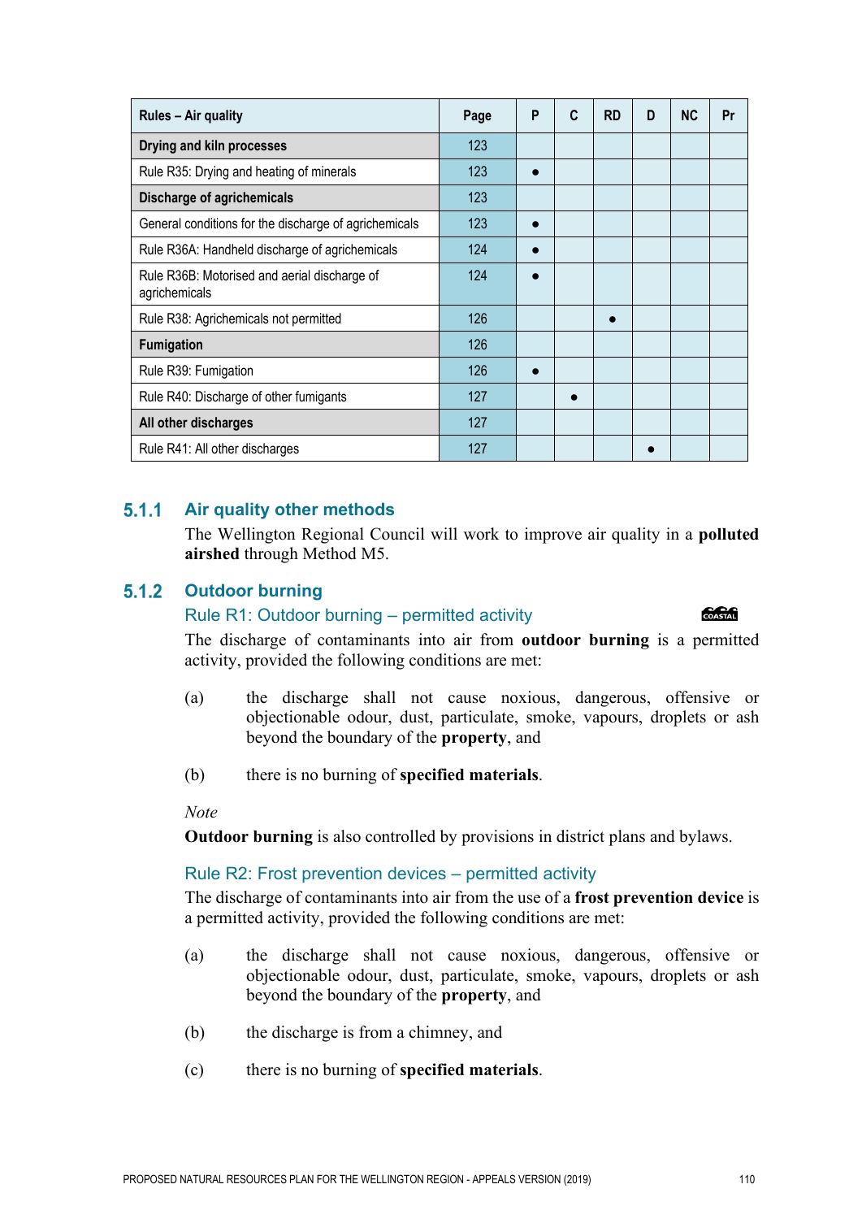| Rules – Air quality | Page | P | C | RD | D | NC | Pr |
|---|---|---|---|---|---|---|---|
| **Drying and kiln processes** | 123 | | | | | | |
| Rule R35: Drying and heating of minerals | 123 | ● | | | | | |
| **Discharge of agrichemicals** | 123 | | | | | | |
| General conditions for the discharge of agrichemicals | 123 | ● | | | | | |
| Rule R36A: Handheld discharge of agrichemicals | 124 | ● | | | | | |
| Rule R36B: Motorised and aerial discharge of agrichemicals | 124 | ● | | | | | |
| Rule R38: Agrichemicals not permitted | 126 | | | ● | | | |
| **Fumigation** | 126 | | | | | | |
| Rule R39: Fumigation | 126 | ● | | | | | |
| Rule R40: Discharge of other fumigants | 127 | | ● | | | | |
| **All other discharges** | 127 | | | | | | |
| Rule R41: All other discharges | 127 | | | | ● | | |

### 5.1.1 Air quality other methods

The Wellington Regional Council will work to improve air quality in a **polluted airshed** through Method M5.

### 5.1.2 Outdoor burning

#### Rule R1: Outdoor burning – permitted activity

COASTAL

The discharge of contaminants into air from **outdoor burning** is a permitted activity, provided the following conditions are met:

(a) the discharge shall not cause noxious, dangerous, offensive or objectionable odour, dust, particulate, smoke, vapours, droplets or ash beyond the boundary of the **property**, and

(b) there is no burning of **specified materials**.

*Note*

**Outdoor burning** is also controlled by provisions in district plans and bylaws.

#### Rule R2: Frost prevention devices – permitted activity

The discharge of contaminants into air from the use of a **frost prevention device** is a permitted activity, provided the following conditions are met:

(a) the discharge shall not cause noxious, dangerous, offensive or objectionable odour, dust, particulate, smoke, vapours, droplets or ash beyond the boundary of the **property**, and

(b) the discharge is from a chimney, and

(c) there is no burning of **specified materials**.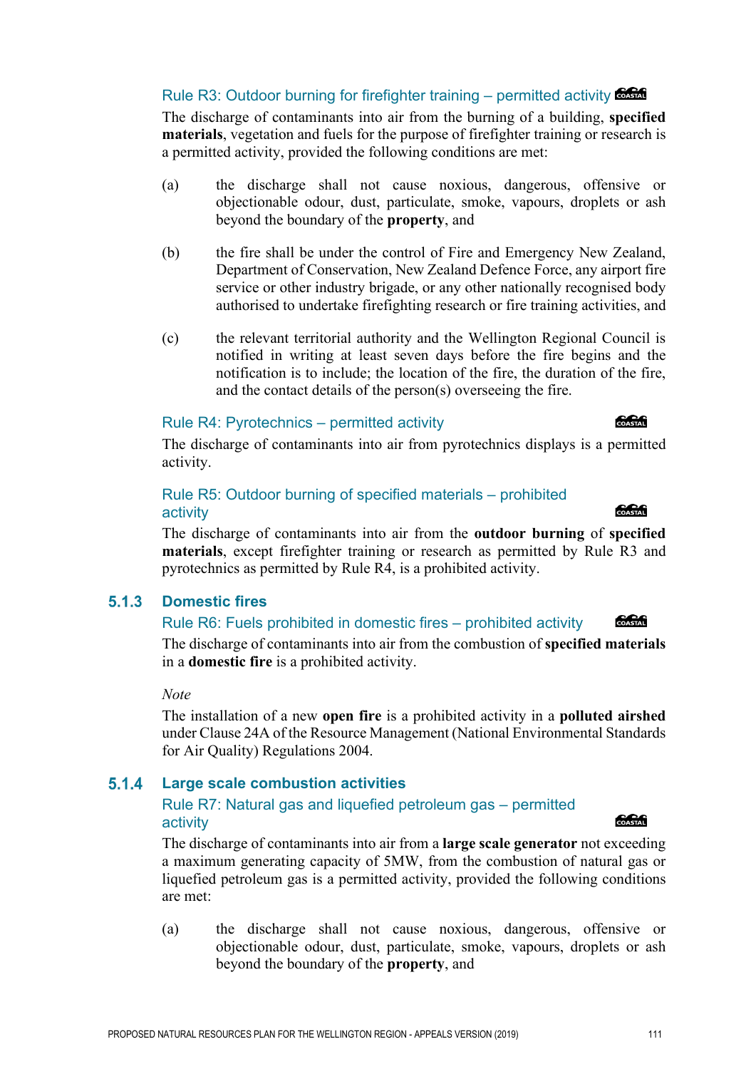#### Rule R3: Outdoor burning for firefighter training – permitted activity

The discharge of contaminants into air from the burning of a building, **specified materials**, vegetation and fuels for the purpose of firefighter training or research is a permitted activity, provided the following conditions are met:

(a) the discharge shall not cause noxious, dangerous, offensive or objectionable odour, dust, particulate, smoke, vapours, droplets or ash beyond the boundary of the **property**, and

(b) the fire shall be under the control of Fire and Emergency New Zealand, Department of Conservation, New Zealand Defence Force, any airport fire service or other industry brigade, or any other nationally recognised body authorised to undertake firefighting research or fire training activities, and

(c) the relevant territorial authority and the Wellington Regional Council is notified in writing at least seven days before the fire begins and the notification is to include; the location of the fire, the duration of the fire, and the contact details of the person(s) overseeing the fire.

#### Rule R4: Pyrotechnics – permitted activity

The discharge of contaminants into air from pyrotechnics displays is a permitted activity.

#### Rule R5: Outdoor burning of specified materials – prohibited activity

The discharge of contaminants into air from the **outdoor burning** of **specified materials**, except firefighter training or research as permitted by Rule R3 and pyrotechnics as permitted by Rule R4, is a prohibited activity.

### 5.1.3 Domestic fires

#### Rule R6: Fuels prohibited in domestic fires – prohibited activity

The discharge of contaminants into air from the combustion of **specified materials** in a **domestic fire** is a prohibited activity.

*Note*

The installation of a new **open fire** is a prohibited activity in a **polluted airshed** under Clause 24A of the Resource Management (National Environmental Standards for Air Quality) Regulations 2004.

### 5.1.4 Large scale combustion activities

#### Rule R7: Natural gas and liquefied petroleum gas – permitted activity

The discharge of contaminants into air from a **large scale generator** not exceeding a maximum generating capacity of 5MW, from the combustion of natural gas or liquefied petroleum gas is a permitted activity, provided the following conditions are met:

(a) the discharge shall not cause noxious, dangerous, offensive or objectionable odour, dust, particulate, smoke, vapours, droplets or ash beyond the boundary of the **property**, and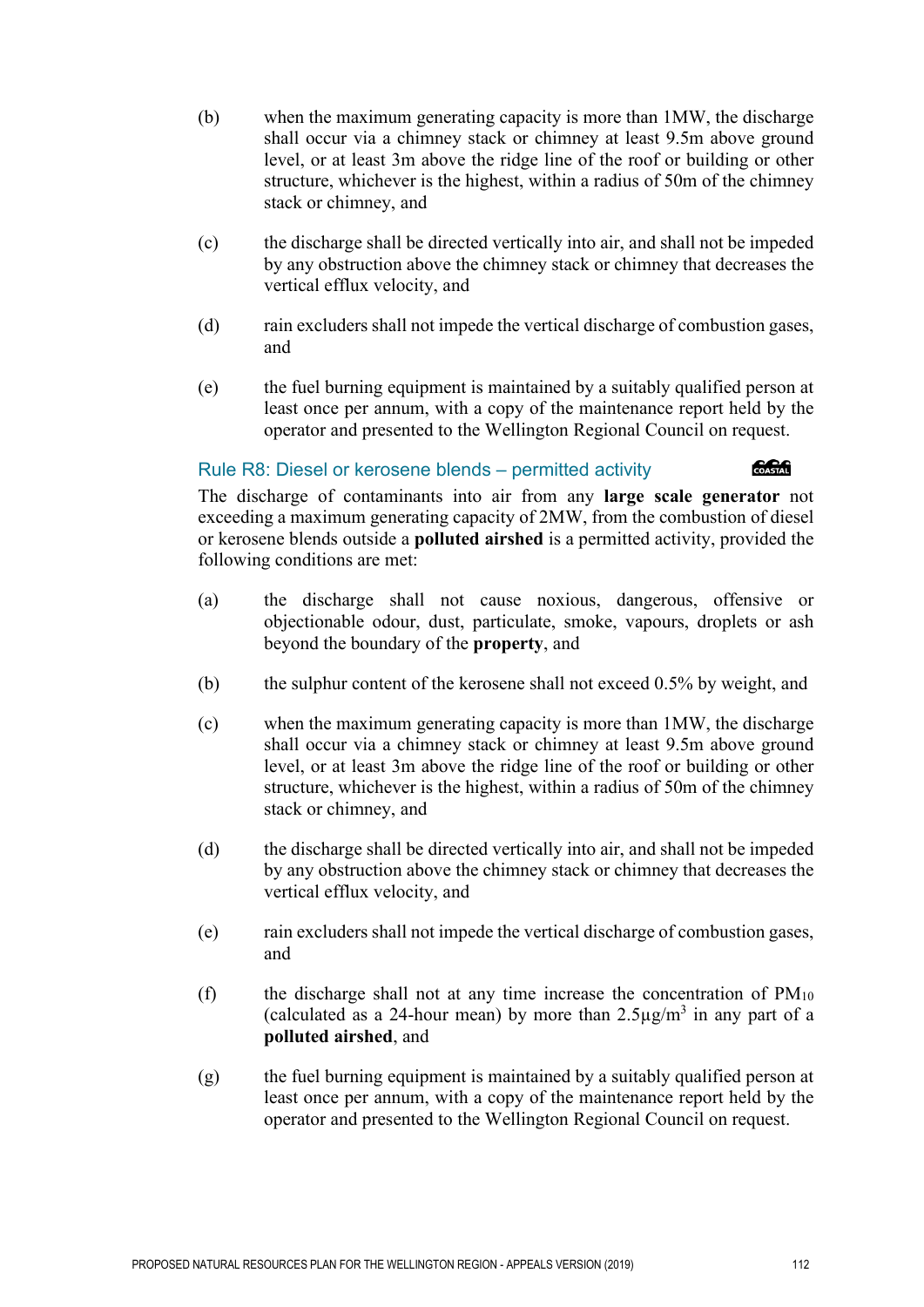(b) when the maximum generating capacity is more than 1MW, the discharge shall occur via a chimney stack or chimney at least 9.5m above ground level, or at least 3m above the ridge line of the roof or building or other structure, whichever is the highest, within a radius of 50m of the chimney stack or chimney, and

(c) the discharge shall be directed vertically into air, and shall not be impeded by any obstruction above the chimney stack or chimney that decreases the vertical efflux velocity, and

(d) rain excluders shall not impede the vertical discharge of combustion gases, and

(e) the fuel burning equipment is maintained by a suitably qualified person at least once per annum, with a copy of the maintenance report held by the operator and presented to the Wellington Regional Council on request.

### Rule R8: Diesel or kerosene blends – permitted activity

COASTAL

The discharge of contaminants into air from any **large scale generator** not exceeding a maximum generating capacity of 2MW, from the combustion of diesel or kerosene blends outside a **polluted airshed** is a permitted activity, provided the following conditions are met:

(a) the discharge shall not cause noxious, dangerous, offensive or objectionable odour, dust, particulate, smoke, vapours, droplets or ash beyond the boundary of the **property**, and

(b) the sulphur content of the kerosene shall not exceed 0.5% by weight, and

(c) when the maximum generating capacity is more than 1MW, the discharge shall occur via a chimney stack or chimney at least 9.5m above ground level, or at least 3m above the ridge line of the roof or building or other structure, whichever is the highest, within a radius of 50m of the chimney stack or chimney, and

(d) the discharge shall be directed vertically into air, and shall not be impeded by any obstruction above the chimney stack or chimney that decreases the vertical efflux velocity, and

(e) rain excluders shall not impede the vertical discharge of combustion gases, and

(f) the discharge shall not at any time increase the concentration of $PM_{10}$ (calculated as a 24-hour mean) by more than $2.5\mu g/m^3$ in any part of a **polluted airshed**, and

(g) the fuel burning equipment is maintained by a suitably qualified person at least once per annum, with a copy of the maintenance report held by the operator and presented to the Wellington Regional Council on request.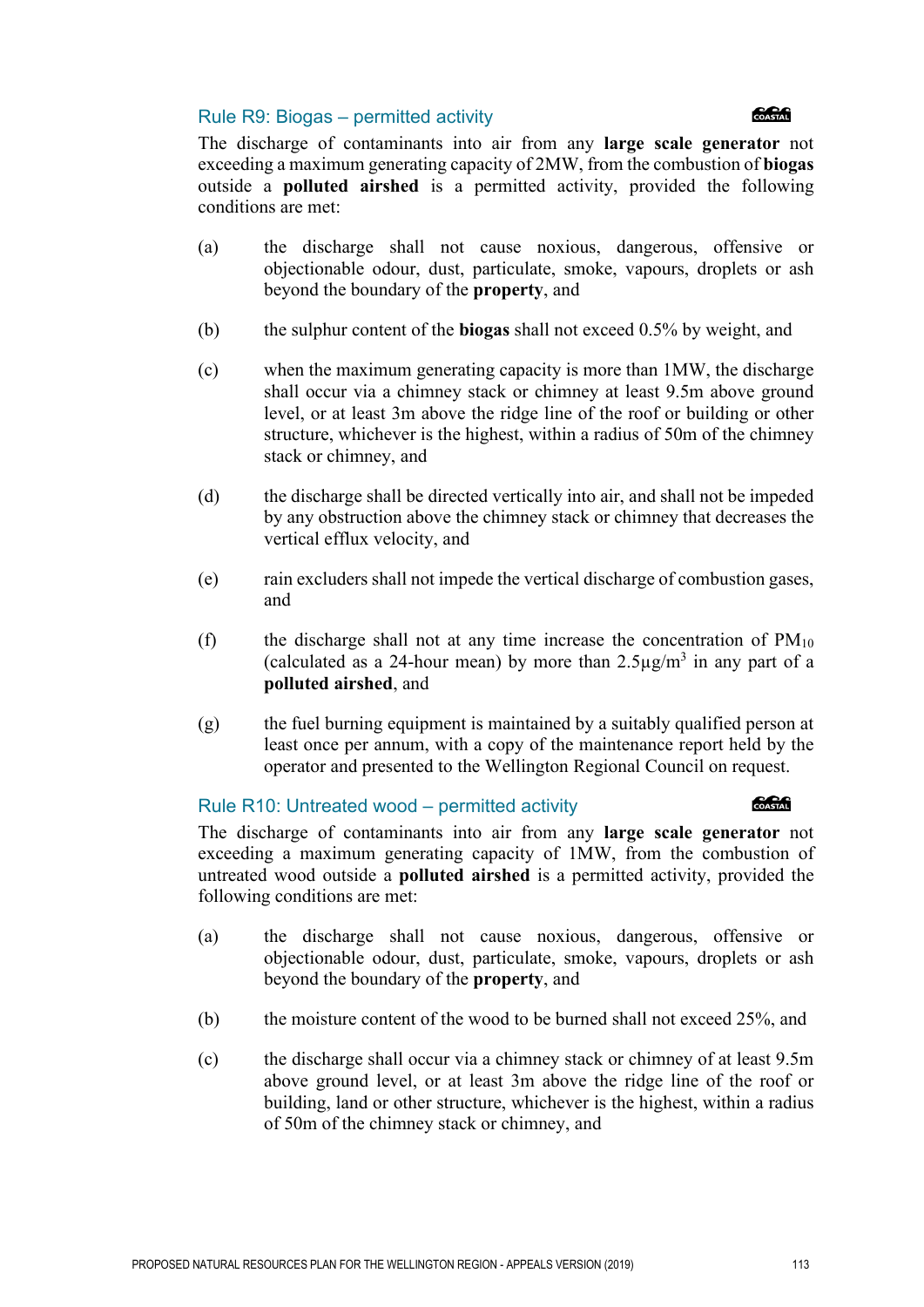### Rule R9: Biogas – permitted activity

The discharge of contaminants into air from any **large scale generator** not exceeding a maximum generating capacity of 2MW, from the combustion of **biogas** outside a **polluted airshed** is a permitted activity, provided the following conditions are met:

(a) the discharge shall not cause noxious, dangerous, offensive or objectionable odour, dust, particulate, smoke, vapours, droplets or ash beyond the boundary of the **property**, and

(b) the sulphur content of the **biogas** shall not exceed 0.5% by weight, and

(c) when the maximum generating capacity is more than 1MW, the discharge shall occur via a chimney stack or chimney at least 9.5m above ground level, or at least 3m above the ridge line of the roof or building or other structure, whichever is the highest, within a radius of 50m of the chimney stack or chimney, and

(d) the discharge shall be directed vertically into air, and shall not be impeded by any obstruction above the chimney stack or chimney that decreases the vertical efflux velocity, and

(e) rain excluders shall not impede the vertical discharge of combustion gases, and

(f) the discharge shall not at any time increase the concentration of $PM_{10}$ (calculated as a 24-hour mean) by more than $2.5\mu g/m^3$ in any part of a **polluted airshed**, and

(g) the fuel burning equipment is maintained by a suitably qualified person at least once per annum, with a copy of the maintenance report held by the operator and presented to the Wellington Regional Council on request.

### Rule R10: Untreated wood – permitted activity

The discharge of contaminants into air from any **large scale generator** not exceeding a maximum generating capacity of 1MW, from the combustion of untreated wood outside a **polluted airshed** is a permitted activity, provided the following conditions are met:

(a) the discharge shall not cause noxious, dangerous, offensive or objectionable odour, dust, particulate, smoke, vapours, droplets or ash beyond the boundary of the **property**, and

(b) the moisture content of the wood to be burned shall not exceed 25%, and

(c) the discharge shall occur via a chimney stack or chimney of at least 9.5m above ground level, or at least 3m above the ridge line of the roof or building, land or other structure, whichever is the highest, within a radius of 50m of the chimney stack or chimney, and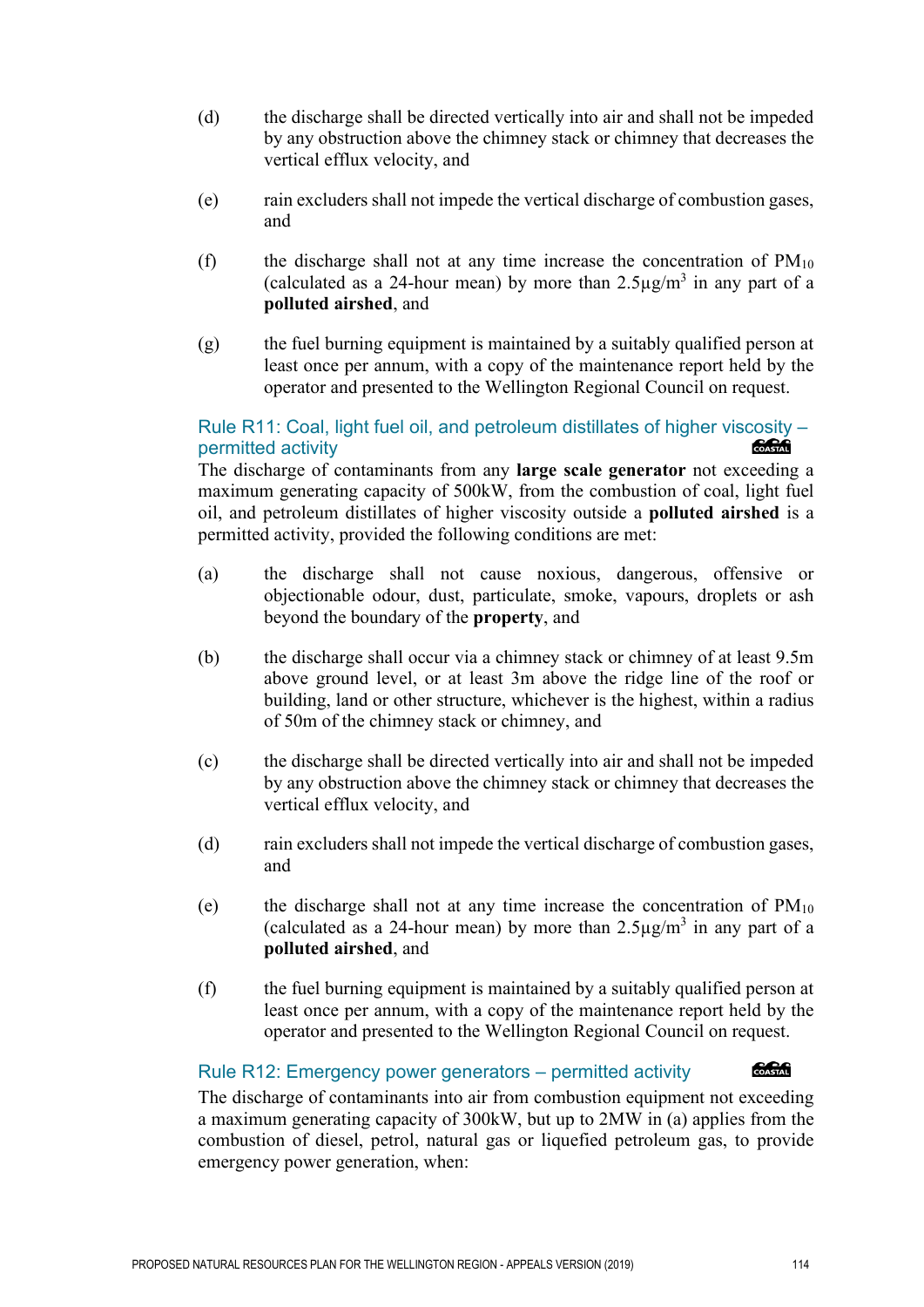(d) the discharge shall be directed vertically into air and shall not be impeded by any obstruction above the chimney stack or chimney that decreases the vertical efflux velocity, and

(e) rain excluders shall not impede the vertical discharge of combustion gases, and

(f) the discharge shall not at any time increase the concentration of $PM_{10}$ (calculated as a 24-hour mean) by more than 2.5µg/$m^3$ in any part of a **polluted airshed**, and

(g) the fuel burning equipment is maintained by a suitably qualified person at least once per annum, with a copy of the maintenance report held by the operator and presented to the Wellington Regional Council on request.

### Rule R11: Coal, light fuel oil, and petroleum distillates of higher viscosity – permitted activity

COASTAL

The discharge of contaminants from any **large scale generator** not exceeding a maximum generating capacity of 500kW, from the combustion of coal, light fuel oil, and petroleum distillates of higher viscosity outside a **polluted airshed** is a permitted activity, provided the following conditions are met:

(a) the discharge shall not cause noxious, dangerous, offensive or objectionable odour, dust, particulate, smoke, vapours, droplets or ash beyond the boundary of the **property**, and

(b) the discharge shall occur via a chimney stack or chimney of at least 9.5m above ground level, or at least 3m above the ridge line of the roof or building, land or other structure, whichever is the highest, within a radius of 50m of the chimney stack or chimney, and

(c) the discharge shall be directed vertically into air and shall not be impeded by any obstruction above the chimney stack or chimney that decreases the vertical efflux velocity, and

(d) rain excluders shall not impede the vertical discharge of combustion gases, and

(e) the discharge shall not at any time increase the concentration of $PM_{10}$ (calculated as a 24-hour mean) by more than 2.5µg/$m^3$ in any part of a **polluted airshed**, and

(f) the fuel burning equipment is maintained by a suitably qualified person at least once per annum, with a copy of the maintenance report held by the operator and presented to the Wellington Regional Council on request.

### Rule R12: Emergency power generators – permitted activity

COASTAL

The discharge of contaminants into air from combustion equipment not exceeding a maximum generating capacity of 300kW, but up to 2MW in (a) applies from the combustion of diesel, petrol, natural gas or liquefied petroleum gas, to provide emergency power generation, when: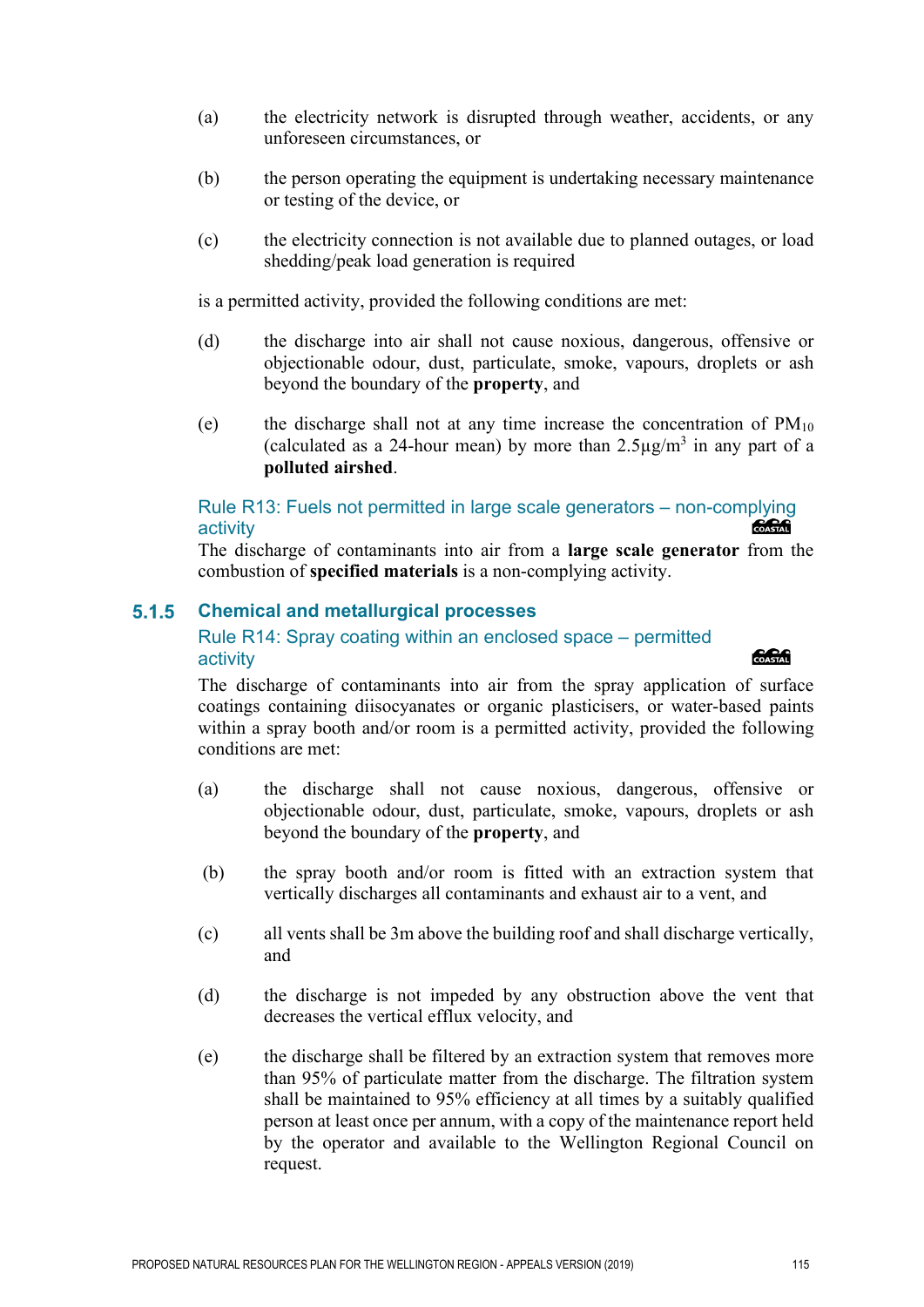(a) the electricity network is disrupted through weather, accidents, or any unforeseen circumstances, or

(b) the person operating the equipment is undertaking necessary maintenance or testing of the device, or

(c) the electricity connection is not available due to planned outages, or load shedding/peak load generation is required

is a permitted activity, provided the following conditions are met:

(d) the discharge into air shall not cause noxious, dangerous, offensive or objectionable odour, dust, particulate, smoke, vapours, droplets or ash beyond the boundary of the **property**, and

(e) the discharge shall not at any time increase the concentration of $PM_{10}$ (calculated as a 24-hour mean) by more than $2.5\mu g/m^3$ in any part of a **polluted airshed**.

### Rule R13: Fuels not permitted in large scale generators – non-complying activity

COASTAL

The discharge of contaminants into air from a **large scale generator** from the combustion of **specified materials** is a non-complying activity.

## 5.1.5 Chemical and metallurgical processes

### Rule R14: Spray coating within an enclosed space – permitted activity

COASTAL

The discharge of contaminants into air from the spray application of surface coatings containing diisocyanates or organic plasticisers, or water-based paints within a spray booth and/or room is a permitted activity, provided the following conditions are met:

(a) the discharge shall not cause noxious, dangerous, offensive or objectionable odour, dust, particulate, smoke, vapours, droplets or ash beyond the boundary of the **property**, and

(b) the spray booth and/or room is fitted with an extraction system that vertically discharges all contaminants and exhaust air to a vent, and

(c) all vents shall be 3m above the building roof and shall discharge vertically, and

(d) the discharge is not impeded by any obstruction above the vent that decreases the vertical efflux velocity, and

(e) the discharge shall be filtered by an extraction system that removes more than 95% of particulate matter from the discharge. The filtration system shall be maintained to 95% efficiency at all times by a suitably qualified person at least once per annum, with a copy of the maintenance report held by the operator and available to the Wellington Regional Council on request.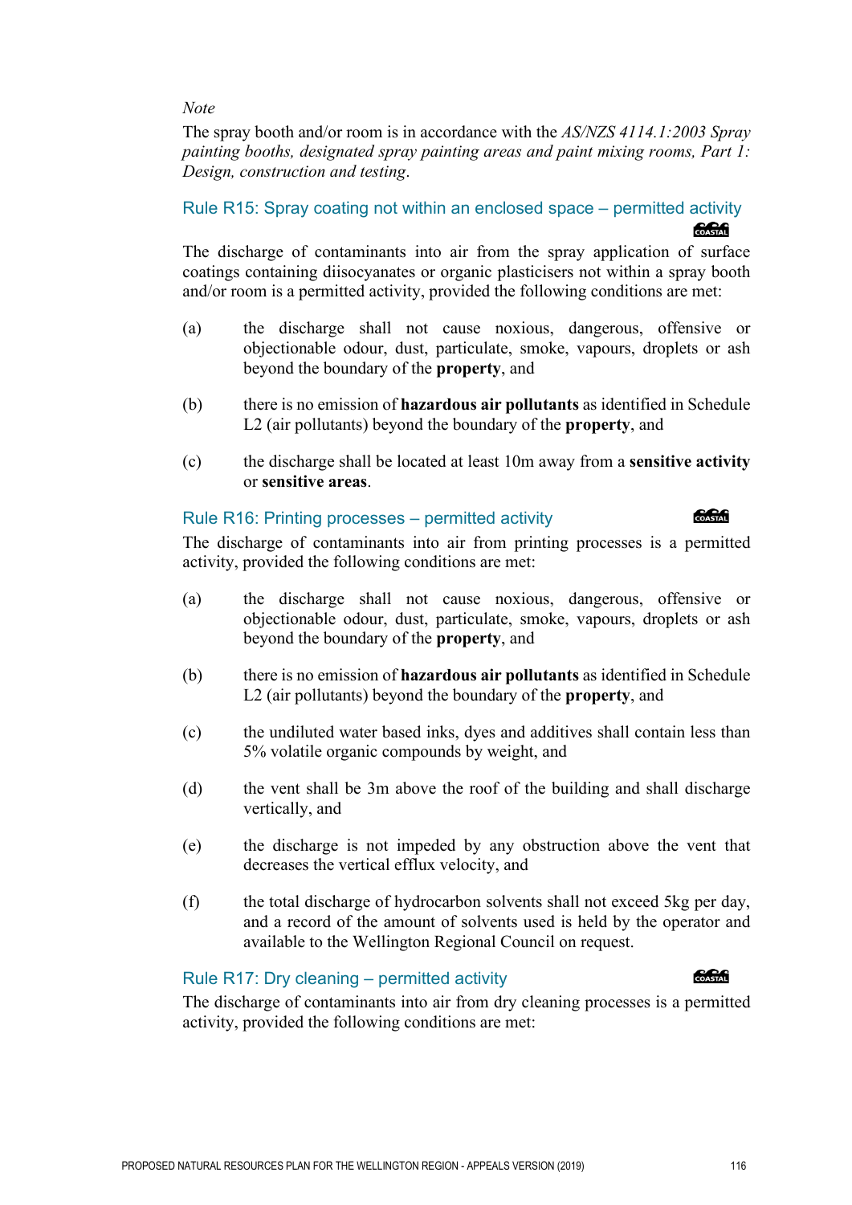*Note*

The spray booth and/or room is in accordance with the *AS/NZS 4114.1:2003 Spray painting booths, designated spray painting areas and paint mixing rooms, Part 1: Design, construction and testing*.

### Rule R15: Spray coating not within an enclosed space – permitted activity

COASTAL

The discharge of contaminants into air from the spray application of surface coatings containing diisocyanates or organic plasticisers not within a spray booth and/or room is a permitted activity, provided the following conditions are met:

(a) the discharge shall not cause noxious, dangerous, offensive or objectionable odour, dust, particulate, smoke, vapours, droplets or ash beyond the boundary of the **property**, and

(b) there is no emission of **hazardous air pollutants** as identified in Schedule L2 (air pollutants) beyond the boundary of the **property**, and

(c) the discharge shall be located at least 10m away from a **sensitive activity** or **sensitive areas**.

### Rule R16: Printing processes – permitted activity

COASTAL

The discharge of contaminants into air from printing processes is a permitted activity, provided the following conditions are met:

(a) the discharge shall not cause noxious, dangerous, offensive or objectionable odour, dust, particulate, smoke, vapours, droplets or ash beyond the boundary of the **property**, and

(b) there is no emission of **hazardous air pollutants** as identified in Schedule L2 (air pollutants) beyond the boundary of the **property**, and

(c) the undiluted water based inks, dyes and additives shall contain less than 5% volatile organic compounds by weight, and

(d) the vent shall be 3m above the roof of the building and shall discharge vertically, and

(e) the discharge is not impeded by any obstruction above the vent that decreases the vertical efflux velocity, and

(f) the total discharge of hydrocarbon solvents shall not exceed 5kg per day, and a record of the amount of solvents used is held by the operator and available to the Wellington Regional Council on request.

### Rule R17: Dry cleaning – permitted activity

COASTAL

The discharge of contaminants into air from dry cleaning processes is a permitted activity, provided the following conditions are met: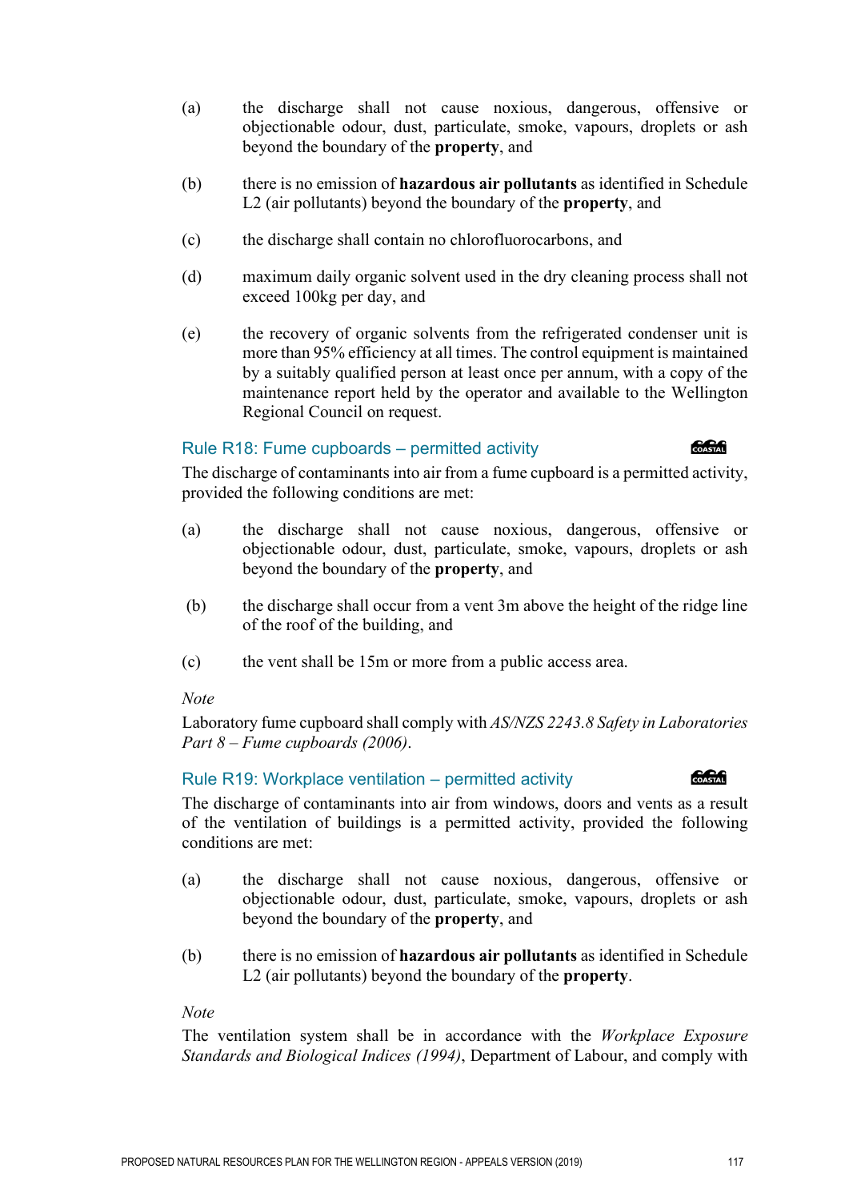(a) the discharge shall not cause noxious, dangerous, offensive or objectionable odour, dust, particulate, smoke, vapours, droplets or ash beyond the boundary of the **property**, and

(b) there is no emission of **hazardous air pollutants** as identified in Schedule L2 (air pollutants) beyond the boundary of the **property**, and

(c) the discharge shall contain no chlorofluorocarbons, and

(d) maximum daily organic solvent used in the dry cleaning process shall not exceed 100kg per day, and

(e) the recovery of organic solvents from the refrigerated condenser unit is more than 95% efficiency at all times. The control equipment is maintained by a suitably qualified person at least once per annum, with a copy of the maintenance report held by the operator and available to the Wellington Regional Council on request.

### Rule R18: Fume cupboards – permitted activity

COASTAL

The discharge of contaminants into air from a fume cupboard is a permitted activity, provided the following conditions are met:

(a) the discharge shall not cause noxious, dangerous, offensive or objectionable odour, dust, particulate, smoke, vapours, droplets or ash beyond the boundary of the **property**, and

(b) the discharge shall occur from a vent 3m above the height of the ridge line of the roof of the building, and

(c) the vent shall be 15m or more from a public access area.

*Note*

Laboratory fume cupboard shall comply with *AS/NZS 2243.8 Safety in Laboratories Part 8 – Fume cupboards (2006)*.

### Rule R19: Workplace ventilation – permitted activity

COASTAL

The discharge of contaminants into air from windows, doors and vents as a result of the ventilation of buildings is a permitted activity, provided the following conditions are met:

(a) the discharge shall not cause noxious, dangerous, offensive or objectionable odour, dust, particulate, smoke, vapours, droplets or ash beyond the boundary of the **property**, and

(b) there is no emission of **hazardous air pollutants** as identified in Schedule L2 (air pollutants) beyond the boundary of the **property**.

*Note*

The ventilation system shall be in accordance with the *Workplace Exposure Standards and Biological Indices (1994)*, Department of Labour, and comply with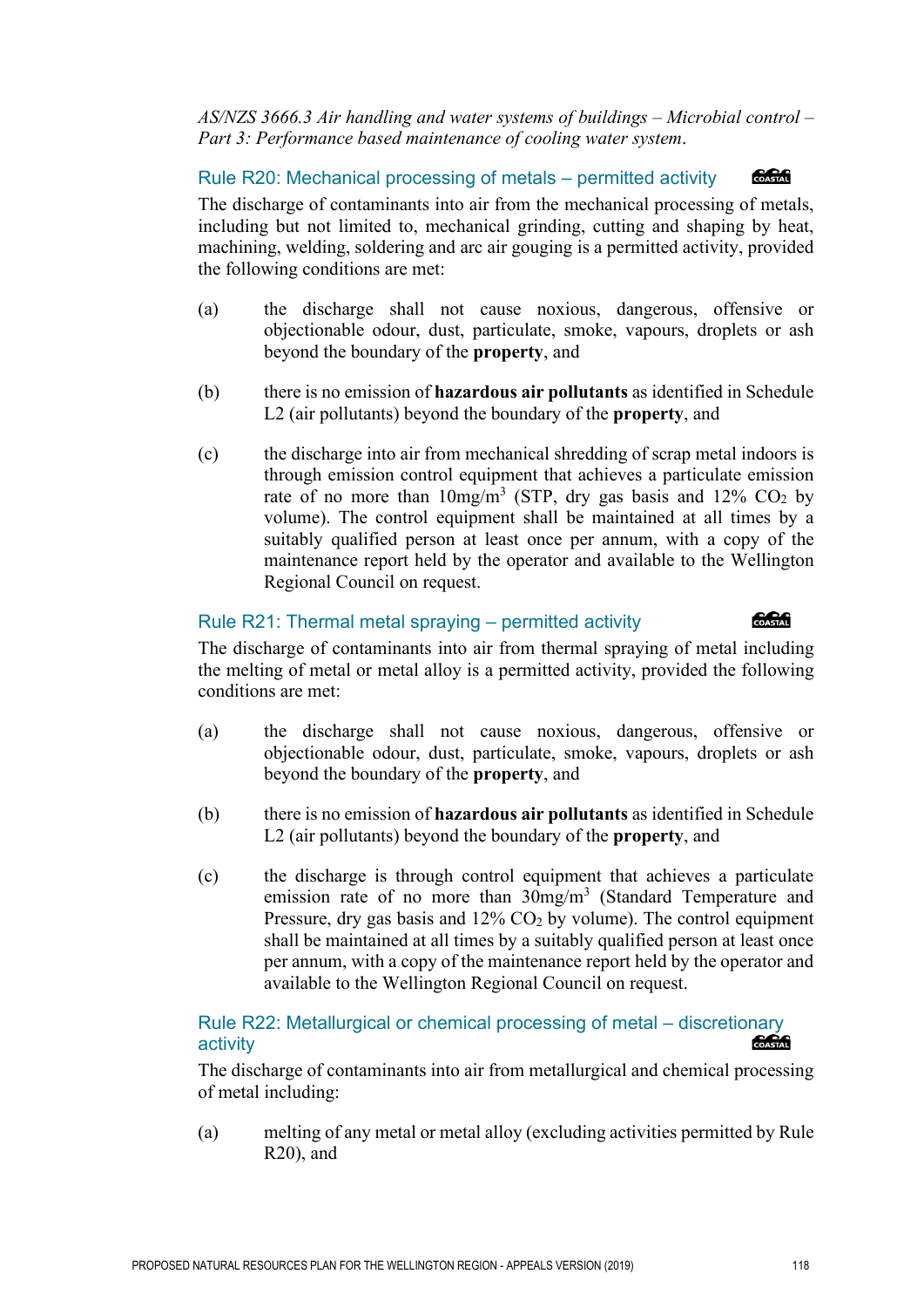*AS/NZS 3666.3 Air handling and water systems of buildings – Microbial control – Part 3: Performance based maintenance of cooling water system.*

### Rule R20: Mechanical processing of metals – permitted activity

The discharge of contaminants into air from the mechanical processing of metals, including but not limited to, mechanical grinding, cutting and shaping by heat, machining, welding, soldering and arc air gouging is a permitted activity, provided the following conditions are met:

(a) the discharge shall not cause noxious, dangerous, offensive or objectionable odour, dust, particulate, smoke, vapours, droplets or ash beyond the boundary of the **property**, and

(b) there is no emission of **hazardous air pollutants** as identified in Schedule L2 (air pollutants) beyond the boundary of the **property**, and

(c) the discharge into air from mechanical shredding of scrap metal indoors is through emission control equipment that achieves a particulate emission rate of no more than 10mg/m$^3$ (STP, dry gas basis and 12% $CO_2$ by volume). The control equipment shall be maintained at all times by a suitably qualified person at least once per annum, with a copy of the maintenance report held by the operator and available to the Wellington Regional Council on request.

### Rule R21: Thermal metal spraying – permitted activity

The discharge of contaminants into air from thermal spraying of metal including the melting of metal or metal alloy is a permitted activity, provided the following conditions are met:

(a) the discharge shall not cause noxious, dangerous, offensive or objectionable odour, dust, particulate, smoke, vapours, droplets or ash beyond the boundary of the **property**, and

(b) there is no emission of **hazardous air pollutants** as identified in Schedule L2 (air pollutants) beyond the boundary of the **property**, and

(c) the discharge is through control equipment that achieves a particulate emission rate of no more than 30mg/m$^3$ (Standard Temperature and Pressure, dry gas basis and 12% $CO_2$ by volume). The control equipment shall be maintained at all times by a suitably qualified person at least once per annum, with a copy of the maintenance report held by the operator and available to the Wellington Regional Council on request.

### Rule R22: Metallurgical or chemical processing of metal – discretionary activity

The discharge of contaminants into air from metallurgical and chemical processing of metal including:

(a) melting of any metal or metal alloy (excluding activities permitted by Rule R20), and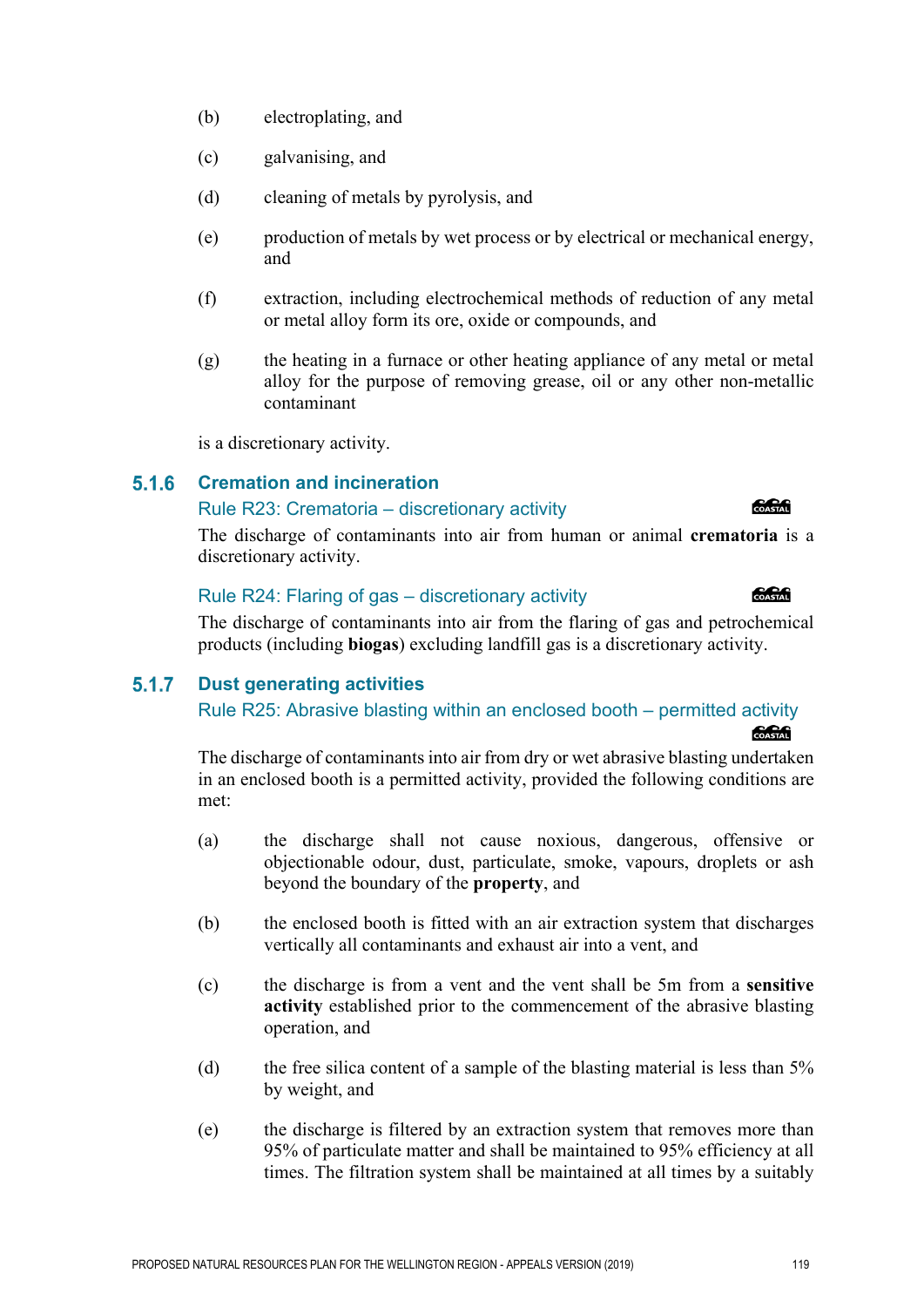(b) electroplating, and

(c) galvanising, and

(d) cleaning of metals by pyrolysis, and

(e) production of metals by wet process or by electrical or mechanical energy, and

(f) extraction, including electrochemical methods of reduction of any metal or metal alloy form its ore, oxide or compounds, and

(g) the heating in a furnace or other heating appliance of any metal or metal alloy for the purpose of removing grease, oil or any other non-metallic contaminant

is a discretionary activity.

## 5.1.6 Cremation and incineration

### Rule R23: Crematoria – discretionary activity

COASTAL

The discharge of contaminants into air from human or animal **crematoria** is a discretionary activity.

### Rule R24: Flaring of gas – discretionary activity

COASTAL

The discharge of contaminants into air from the flaring of gas and petrochemical products (including **biogas**) excluding landfill gas is a discretionary activity.

## 5.1.7 Dust generating activities

### Rule R25: Abrasive blasting within an enclosed booth – permitted activity

COASTAL

The discharge of contaminants into air from dry or wet abrasive blasting undertaken in an enclosed booth is a permitted activity, provided the following conditions are met:

(a) the discharge shall not cause noxious, dangerous, offensive or objectionable odour, dust, particulate, smoke, vapours, droplets or ash beyond the boundary of the **property**, and

(b) the enclosed booth is fitted with an air extraction system that discharges vertically all contaminants and exhaust air into a vent, and

(c) the discharge is from a vent and the vent shall be 5m from a **sensitive activity** established prior to the commencement of the abrasive blasting operation, and

(d) the free silica content of a sample of the blasting material is less than 5% by weight, and

(e) the discharge is filtered by an extraction system that removes more than 95% of particulate matter and shall be maintained to 95% efficiency at all times. The filtration system shall be maintained at all times by a suitably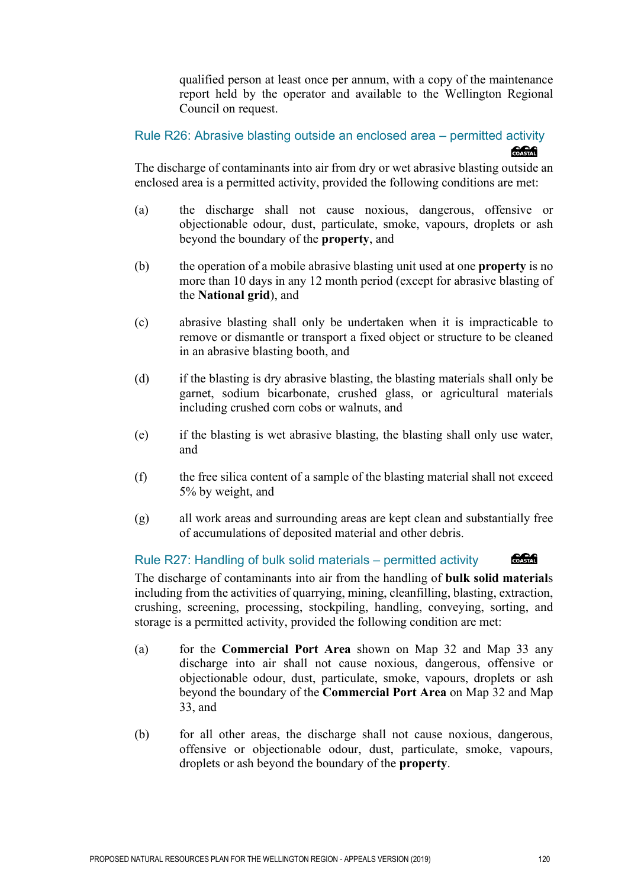qualified person at least once per annum, with a copy of the maintenance report held by the operator and available to the Wellington Regional Council on request.

### Rule R26: Abrasive blasting outside an enclosed area – permitted activity

The discharge of contaminants into air from dry or wet abrasive blasting outside an enclosed area is a permitted activity, provided the following conditions are met:

(a) the discharge shall not cause noxious, dangerous, offensive or objectionable odour, dust, particulate, smoke, vapours, droplets or ash beyond the boundary of the **property**, and

(b) the operation of a mobile abrasive blasting unit used at one **property** is no more than 10 days in any 12 month period (except for abrasive blasting of the **National grid**), and

(c) abrasive blasting shall only be undertaken when it is impracticable to remove or dismantle or transport a fixed object or structure to be cleaned in an abrasive blasting booth, and

(d) if the blasting is dry abrasive blasting, the blasting materials shall only be garnet, sodium bicarbonate, crushed glass, or agricultural materials including crushed corn cobs or walnuts, and

(e) if the blasting is wet abrasive blasting, the blasting shall only use water, and

(f) the free silica content of a sample of the blasting material shall not exceed 5% by weight, and

(g) all work areas and surrounding areas are kept clean and substantially free of accumulations of deposited material and other debris.

### Rule R27: Handling of bulk solid materials – permitted activity

The discharge of contaminants into air from the handling of **bulk solid material**s including from the activities of quarrying, mining, cleanfilling, blasting, extraction, crushing, screening, processing, stockpiling, handling, conveying, sorting, and storage is a permitted activity, provided the following condition are met:

(a) for the **Commercial Port Area** shown on Map 32 and Map 33 any discharge into air shall not cause noxious, dangerous, offensive or objectionable odour, dust, particulate, smoke, vapours, droplets or ash beyond the boundary of the **Commercial Port Area** on Map 32 and Map 33, and

(b) for all other areas, the discharge shall not cause noxious, dangerous, offensive or objectionable odour, dust, particulate, smoke, vapours, droplets or ash beyond the boundary of the **property**.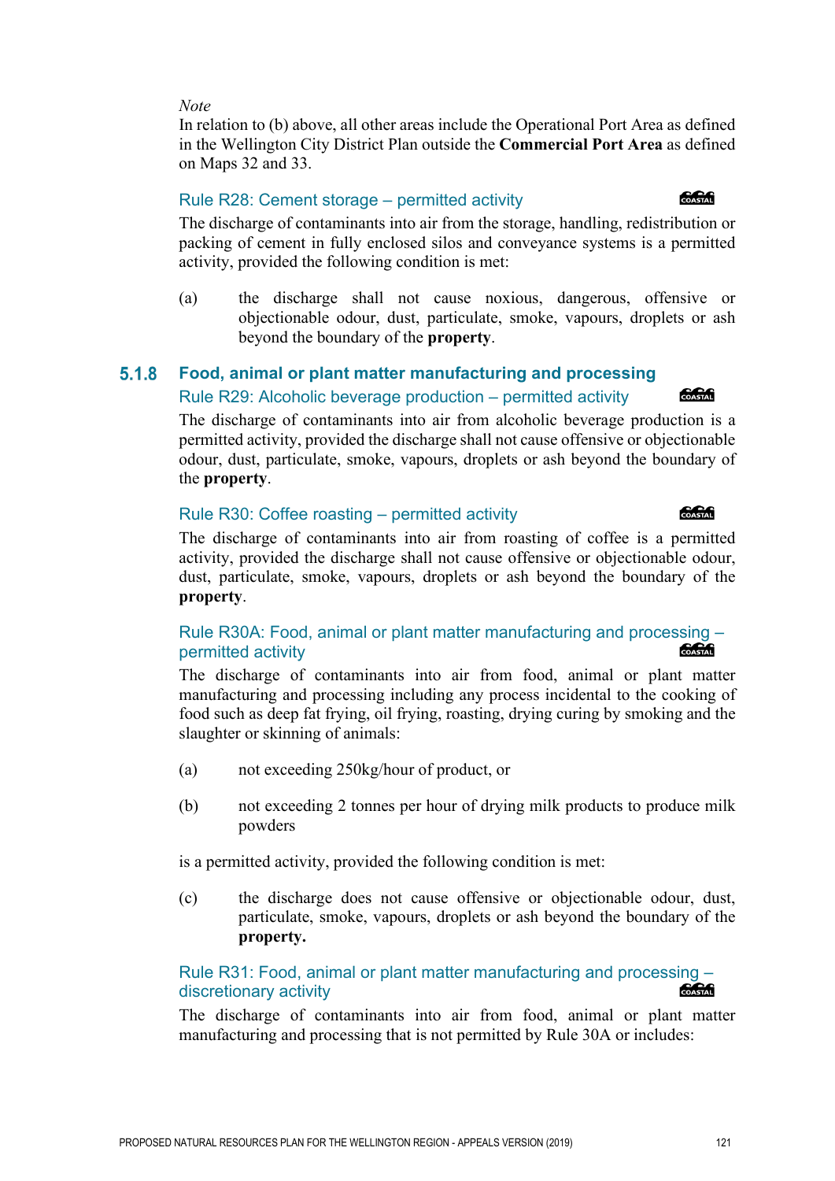*Note*

In relation to (b) above, all other areas include the Operational Port Area as defined in the Wellington City District Plan outside the **Commercial Port Area** as defined on Maps 32 and 33.

### Rule R28: Cement storage – permitted activity

The discharge of contaminants into air from the storage, handling, redistribution or packing of cement in fully enclosed silos and conveyance systems is a permitted activity, provided the following condition is met:

(a) the discharge shall not cause noxious, dangerous, offensive or objectionable odour, dust, particulate, smoke, vapours, droplets or ash beyond the boundary of the **property**.

## 5.1.8 Food, animal or plant matter manufacturing and processing

### Rule R29: Alcoholic beverage production – permitted activity

The discharge of contaminants into air from alcoholic beverage production is a permitted activity, provided the discharge shall not cause offensive or objectionable odour, dust, particulate, smoke, vapours, droplets or ash beyond the boundary of the **property**.

### Rule R30: Coffee roasting – permitted activity

The discharge of contaminants into air from roasting of coffee is a permitted activity, provided the discharge shall not cause offensive or objectionable odour, dust, particulate, smoke, vapours, droplets or ash beyond the boundary of the **property**.

### Rule R30A: Food, animal or plant matter manufacturing and processing – permitted activity

The discharge of contaminants into air from food, animal or plant matter manufacturing and processing including any process incidental to the cooking of food such as deep fat frying, oil frying, roasting, drying curing by smoking and the slaughter or skinning of animals:

(a) not exceeding 250kg/hour of product, or

(b) not exceeding 2 tonnes per hour of drying milk products to produce milk powders

is a permitted activity, provided the following condition is met:

(c) the discharge does not cause offensive or objectionable odour, dust, particulate, smoke, vapours, droplets or ash beyond the boundary of the **property.**

### Rule R31: Food, animal or plant matter manufacturing and processing – discretionary activity

The discharge of contaminants into air from food, animal or plant matter manufacturing and processing that is not permitted by Rule 30A or includes: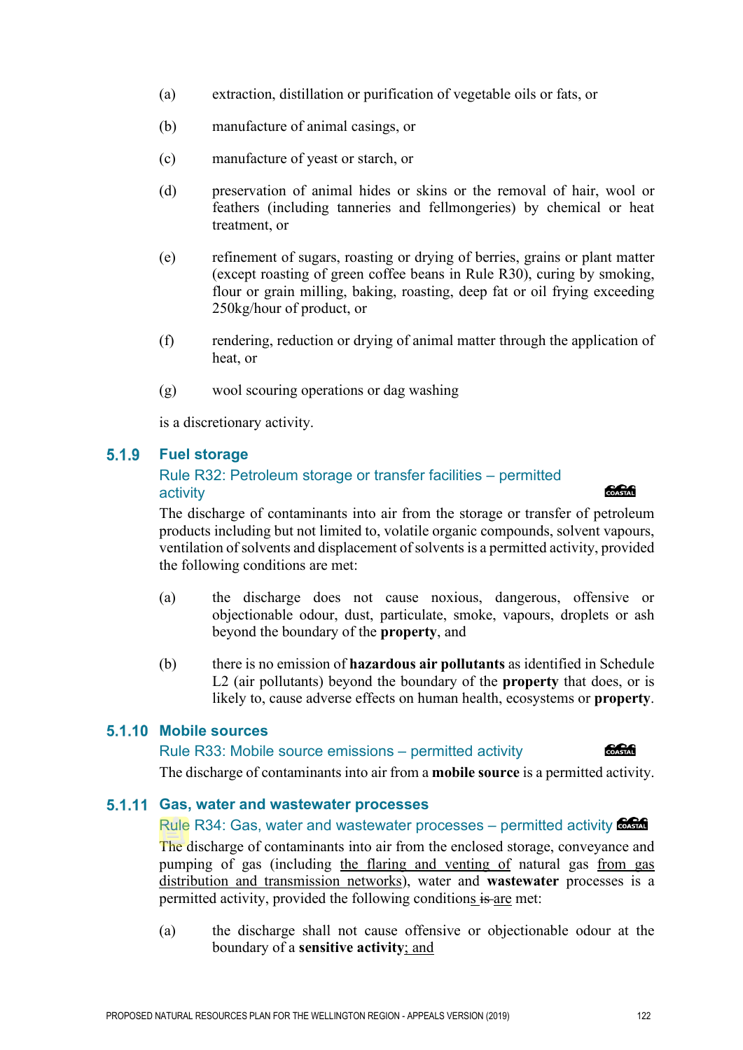(a) extraction, distillation or purification of vegetable oils or fats, or

(b) manufacture of animal casings, or

(c) manufacture of yeast or starch, or

(d) preservation of animal hides or skins or the removal of hair, wool or feathers (including tanneries and fellmongeries) by chemical or heat treatment, or

(e) refinement of sugars, roasting or drying of berries, grains or plant matter (except roasting of green coffee beans in Rule R30), curing by smoking, flour or grain milling, baking, roasting, deep fat or oil frying exceeding 250kg/hour of product, or

(f) rendering, reduction or drying of animal matter through the application of heat, or

(g) wool scouring operations or dag washing

is a discretionary activity.

## 5.1.9 Fuel storage

### Rule R32: Petroleum storage or transfer facilities – permitted activity

COASTAL

The discharge of contaminants into air from the storage or transfer of petroleum products including but not limited to, volatile organic compounds, solvent vapours, ventilation of solvents and displacement of solvents is a permitted activity, provided the following conditions are met:

(a) the discharge does not cause noxious, dangerous, offensive or objectionable odour, dust, particulate, smoke, vapours, droplets or ash beyond the boundary of the **property**, and

(b) there is no emission of **hazardous air pollutants** as identified in Schedule L2 (air pollutants) beyond the boundary of the **property** that does, or is likely to, cause adverse effects on human health, ecosystems or **property**.

## 5.1.10 Mobile sources

### Rule R33: Mobile source emissions – permitted activity

COASTAL

The discharge of contaminants into air from a **mobile source** is a permitted activity.

## 5.1.11 Gas, water and wastewater processes

### Rule R34: Gas, water and wastewater processes – permitted activity

COASTAL

The discharge of contaminants into air from the enclosed storage, conveyance and pumping of gas (including <u>the flaring and venting of</u> natural gas <u>from gas distribution and transmission networks</u>), water and **wastewater** processes is a permitted activity, provided the following conditions ~~is~~ <u>are</u> met:

(a) the discharge shall not cause offensive or objectionable odour at the boundary of a **sensitive activity**<u>; and</u>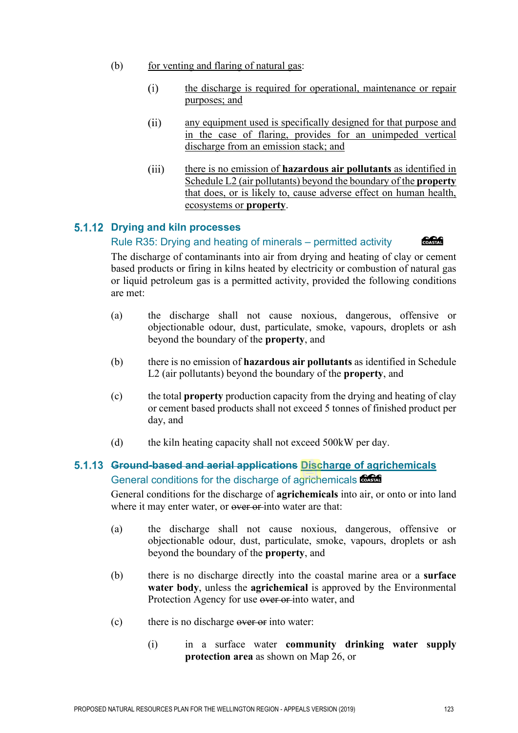(b) <u>for venting and flaring of natural gas</u>:

(i) <u>the discharge is required for operational, maintenance or repair purposes; and</u>

(ii) <u>any equipment used is specifically designed for that purpose and in the case of flaring, provides for an unimpeded vertical discharge from an emission stack; and</u>

(iii) <u>there is no emission of **hazardous air pollutants** as identified in Schedule L2 (air pollutants) beyond the boundary of the **property** that does, or is likely to, cause adverse effect on human health, ecosystems or **property**</u>.

## 5.1.12 Drying and kiln processes

### Rule R35: Drying and heating of minerals – permitted activity

The discharge of contaminants into air from drying and heating of clay or cement based products or firing in kilns heated by electricity or combustion of natural gas or liquid petroleum gas is a permitted activity, provided the following conditions are met:

(a) the discharge shall not cause noxious, dangerous, offensive or objectionable odour, dust, particulate, smoke, vapours, droplets or ash beyond the boundary of the **property**, and

(b) there is no emission of **hazardous air pollutants** as identified in Schedule L2 (air pollutants) beyond the boundary of the **property**, and

(c) the total **property** production capacity from the drying and heating of clay or cement based products shall not exceed 5 tonnes of finished product per day, and

(d) the kiln heating capacity shall not exceed 500kW per day.

## 5.1.13 ~~Ground-based and aerial applications~~ <u>Discharge of agrichemicals</u>

### General conditions for the discharge of agrichemicals

General conditions for the discharge of **agrichemicals** into air, or onto or into land where it may enter water, or ~~over or~~ into water are that:

(a) the discharge shall not cause noxious, dangerous, offensive or objectionable odour, dust, particulate, smoke, vapours, droplets or ash beyond the boundary of the **property**, and

(b) there is no discharge directly into the coastal marine area or a **surface water body**, unless the **agrichemical** is approved by the Environmental Protection Agency for use ~~over or~~ into water, and

(c) there is no discharge ~~over or~~ into water:

(i) in a surface water **community drinking water supply protection area** as shown on Map 26, or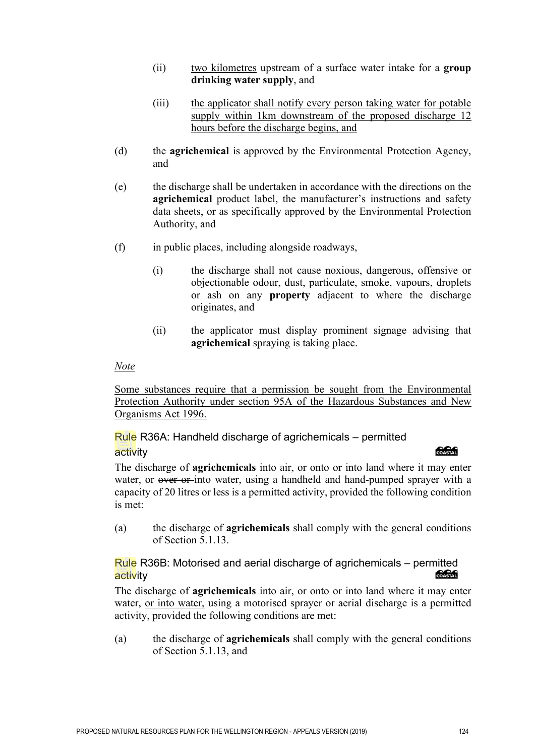(ii) two kilometres upstream of a surface water intake for a **group drinking water supply**, and

(iii) the applicator shall notify every person taking water for potable supply within 1km downstream of the proposed discharge 12 hours before the discharge begins, and

(d) the **agrichemical** is approved by the Environmental Protection Agency, and

(e) the discharge shall be undertaken in accordance with the directions on the **agrichemical** product label, the manufacturer's instructions and safety data sheets, or as specifically approved by the Environmental Protection Authority, and

(f) in public places, including alongside roadways,

(i) the discharge shall not cause noxious, dangerous, offensive or objectionable odour, dust, particulate, smoke, vapours, droplets or ash on any **property** adjacent to where the discharge originates, and

(ii) the applicator must display prominent signage advising that **agrichemical** spraying is taking place.

*Note*

Some substances require that a permission be sought from the Environmental Protection Authority under section 95A of the Hazardous Substances and New Organisms Act 1996.

### Rule R36A: Handheld discharge of agrichemicals – permitted activity

The discharge of **agrichemicals** into air, or onto or into land where it may enter water, or ~~over or~~ into water, using a handheld and hand-pumped sprayer with a capacity of 20 litres or less is a permitted activity, provided the following condition is met:

(a) the discharge of **agrichemicals** shall comply with the general conditions of Section 5.1.13.

### Rule R36B: Motorised and aerial discharge of agrichemicals – permitted activity

The discharge of **agrichemicals** into air, or onto or into land where it may enter water, or into water, using a motorised sprayer or aerial discharge is a permitted activity, provided the following conditions are met:

(a) the discharge of **agrichemicals** shall comply with the general conditions of Section 5.1.13, and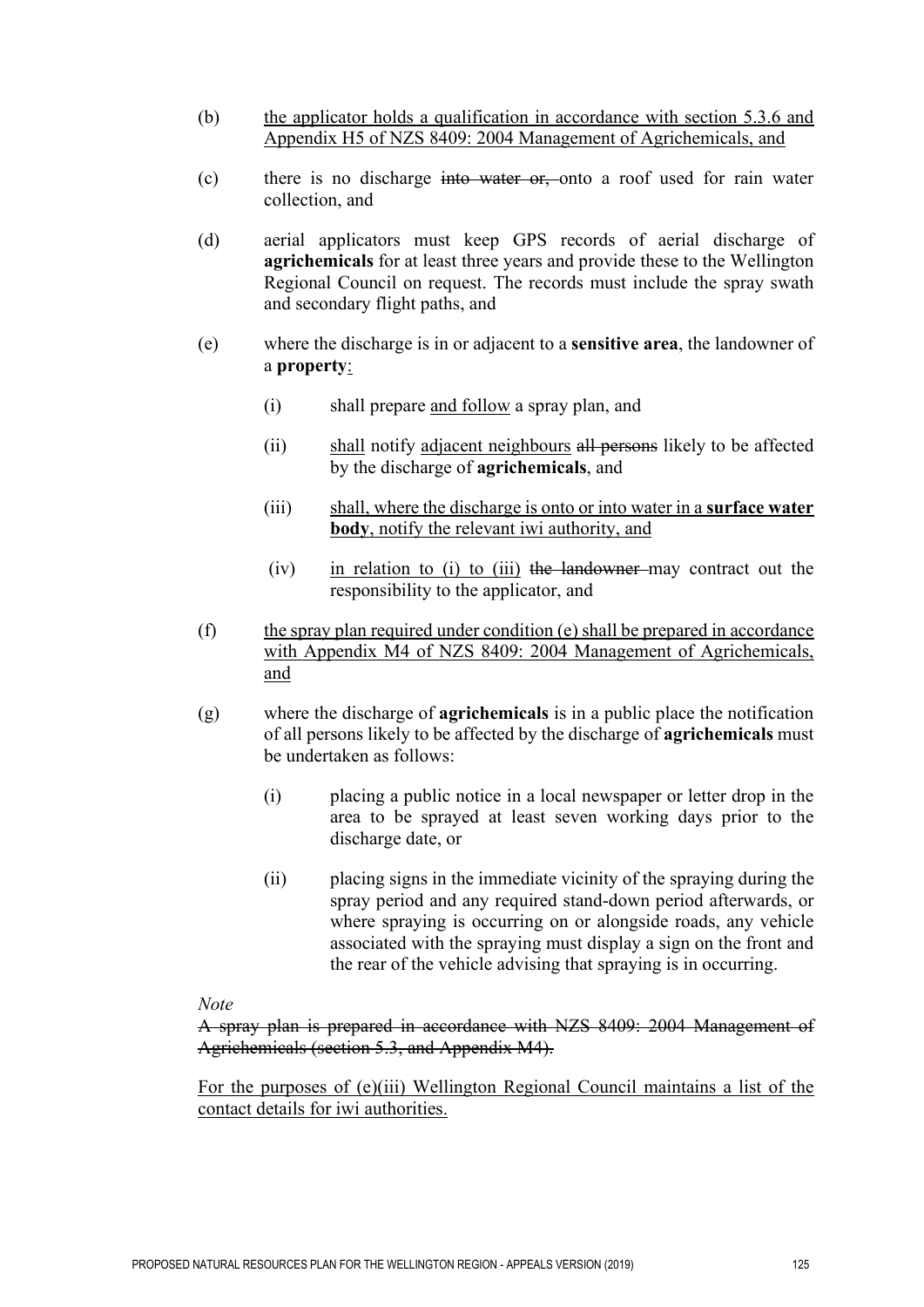(b) <u>the applicator holds a qualification in accordance with section 5.3.6 and Appendix H5 of NZS 8409: 2004 Management of Agrichemicals, and</u>

(c) there is no discharge ~~into water or,~~ onto a roof used for rain water collection, and

(d) aerial applicators must keep GPS records of aerial discharge of **agrichemicals** for at least three years and provide these to the Wellington Regional Council on request. The records must include the spray swath and secondary flight paths, and

(e) where the discharge is in or adjacent to a **sensitive area**, the landowner of a **property**<u>:</u>

 (i) shall prepare <u>and follow</u> a spray plan, and

 (ii) <u>shall</u> notify <u>adjacent neighbours</u> ~~all persons~~ likely to be affected by the discharge of **agrichemicals**, and

 (iii) <u>shall, where the discharge is onto or into water in a **surface water body**, notify the relevant iwi authority, and</u>

 (iv) <u>in relation to (i) to (iii)</u> ~~the landowner~~ may contract out the responsibility to the applicator, and

(f) <u>the spray plan required under condition (e) shall be prepared in accordance with Appendix M4 of NZS 8409: 2004 Management of Agrichemicals, and</u>

(g) where the discharge of **agrichemicals** is in a public place the notification of all persons likely to be affected by the discharge of **agrichemicals** must be undertaken as follows:

 (i) placing a public notice in a local newspaper or letter drop in the area to be sprayed at least seven working days prior to the discharge date, or

 (ii) placing signs in the immediate vicinity of the spraying during the spray period and any required stand-down period afterwards, or where spraying is occurring on or alongside roads, any vehicle associated with the spraying must display a sign on the front and the rear of the vehicle advising that spraying is in occurring.

*Note*

~~A spray plan is prepared in accordance with NZS 8409: 2004 Management of Agrichemicals (section 5.3, and Appendix M4).~~

<u>For the purposes of (e)(iii) Wellington Regional Council maintains a list of the contact details for iwi authorities.</u>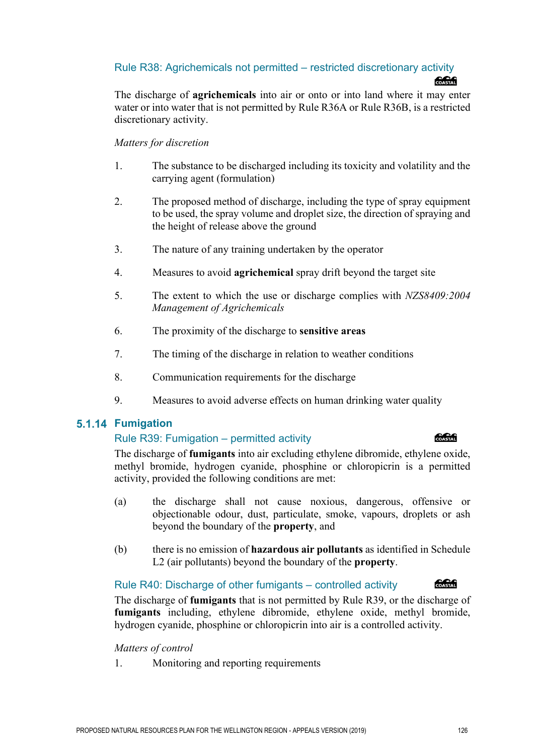### Rule R38: Agrichemicals not permitted – restricted discretionary activity

The discharge of **agrichemicals** into air or onto or into land where it may enter water or into water that is not permitted by Rule R36A or Rule R36B, is a restricted discretionary activity.

*Matters for discretion*

1. The substance to be discharged including its toxicity and volatility and the carrying agent (formulation)
2. The proposed method of discharge, including the type of spray equipment to be used, the spray volume and droplet size, the direction of spraying and the height of release above the ground
3. The nature of any training undertaken by the operator
4. Measures to avoid **agrichemical** spray drift beyond the target site
5. The extent to which the use or discharge complies with *NZS8409:2004 Management of Agrichemicals*
6. The proximity of the discharge to **sensitive areas**
7. The timing of the discharge in relation to weather conditions
8. Communication requirements for the discharge
9. Measures to avoid adverse effects on human drinking water quality

## 5.1.14 Fumigation

### Rule R39: Fumigation – permitted activity

The discharge of **fumigants** into air excluding ethylene dibromide, ethylene oxide, methyl bromide, hydrogen cyanide, phosphine or chloropicrin is a permitted activity, provided the following conditions are met:

(a) the discharge shall not cause noxious, dangerous, offensive or objectionable odour, dust, particulate, smoke, vapours, droplets or ash beyond the boundary of the **property**, and

(b) there is no emission of **hazardous air pollutants** as identified in Schedule L2 (air pollutants) beyond the boundary of the **property**.

### Rule R40: Discharge of other fumigants – controlled activity

The discharge of **fumigants** that is not permitted by Rule R39, or the discharge of **fumigants** including, ethylene dibromide, ethylene oxide, methyl bromide, hydrogen cyanide, phosphine or chloropicrin into air is a controlled activity.

*Matters of control*

1. Monitoring and reporting requirements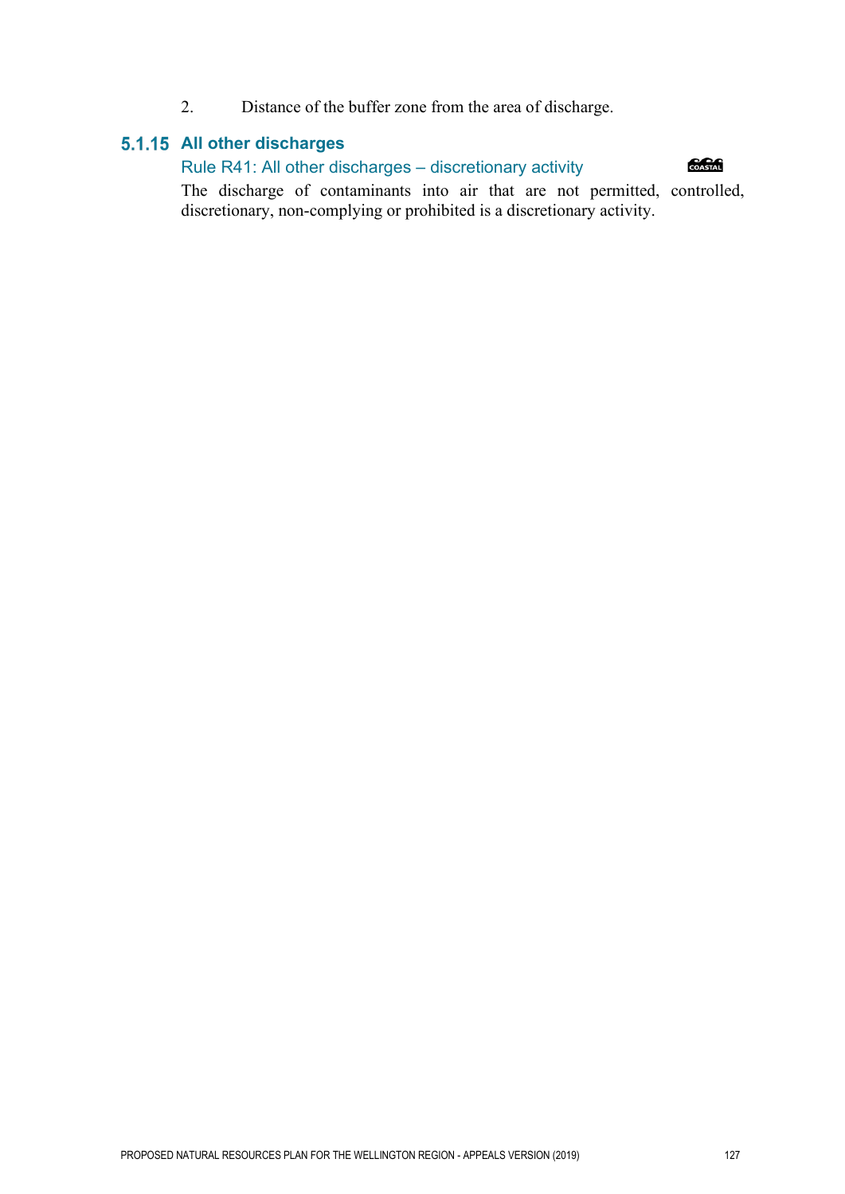2. Distance of the buffer zone from the area of discharge.

### 5.1.15 All other discharges

#### Rule R41: All other discharges – discretionary activity

The discharge of contaminants into air that are not permitted, controlled, discretionary, non-complying or prohibited is a discretionary activity.